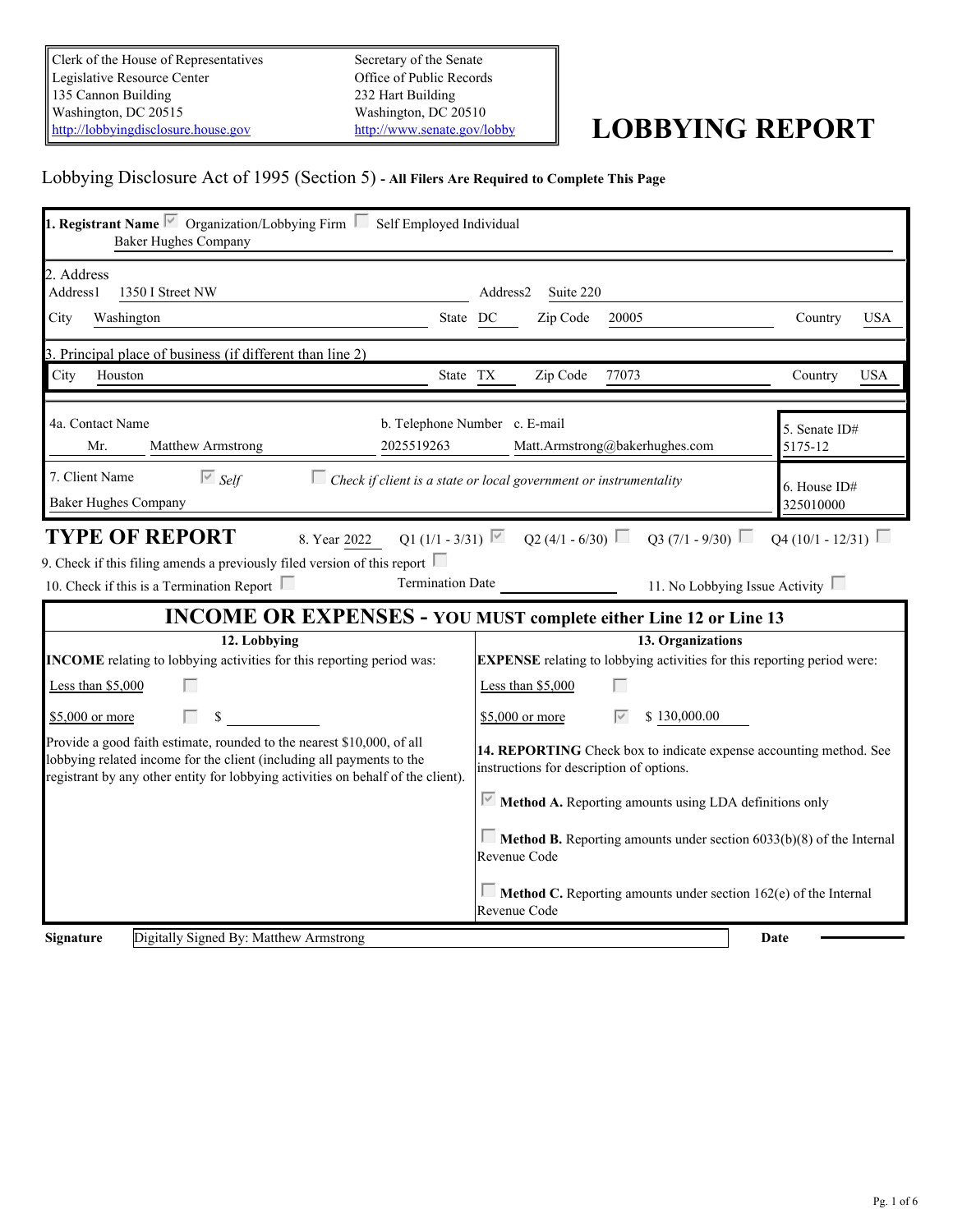| | |
|---|---|
| Clerk of the House of Representatives<br>Legislative Resource Center<br>135 Cannon Building<br>Washington, DC 20515<br>http://lobbyingdisclosure.house.gov | Secretary of the Senate<br>Office of Public Records<br>232 Hart Building<br>Washington, DC 20510<br>http://www.senate.gov/lobby |

# LOBBYING REPORT

Lobbying Disclosure Act of 1995 (Section 5) - **All Filers Are Required to Complete This Page**

**1. Registrant Name** ☑ Organization/Lobbying Firm ☐ Self Employed Individual
Baker Hughes Company

2. Address
Address1 1350 I Street NW Address2 Suite 220
City Washington State DC Zip Code 20005 Country USA

3. Principal place of business (if different than line 2)
City Houston State TX Zip Code 77073 Country USA

4a. Contact Name Mr. Matthew Armstrong
b. Telephone Number 2025519263
c. E-mail Matt.Armstrong@bakerhughes.com

5. Senate ID# 5175-12

7. Client Name ☑ *Self* ☐ *Check if client is a state or local government or instrumentality*
Baker Hughes Company

6. House ID# 325010000

## TYPE OF REPORT

8. Year 2022 Q1 (1/1 - 3/31) ☑ Q2 (4/1 - 6/30) ☐ Q3 (7/1 - 9/30) ☐ Q4 (10/1 - 12/31) ☐

9. Check if this filing amends a previously filed version of this report ☐

10. Check if this is a Termination Report ☐ Termination Date ______ 11. No Lobbying Issue Activity ☐

## INCOME OR EXPENSES - YOU MUST complete either Line 12 or Line 13

**12. Lobbying**

**INCOME** relating to lobbying activities for this reporting period was:

Less than $5,000 ☐

$5,000 or more ☐ $ ______

Provide a good faith estimate, rounded to the nearest $10,000, of all lobbying related income for the client (including all payments to the registrant by any other entity for lobbying activities on behalf of the client).

**13. Organizations**

**EXPENSE** relating to lobbying activities for this reporting period were:

Less than $5,000 ☐

$5,000 or more ☑ $ 130,000.00

**14. REPORTING** Check box to indicate expense accounting method. See instructions for description of options.

☑ **Method A.** Reporting amounts using LDA definitions only

☐ **Method B.** Reporting amounts under section 6033(b)(8) of the Internal Revenue Code

☐ **Method C.** Reporting amounts under section 162(e) of the Internal Revenue Code

**Signature** Digitally Signed By: Matthew Armstrong **Date** ______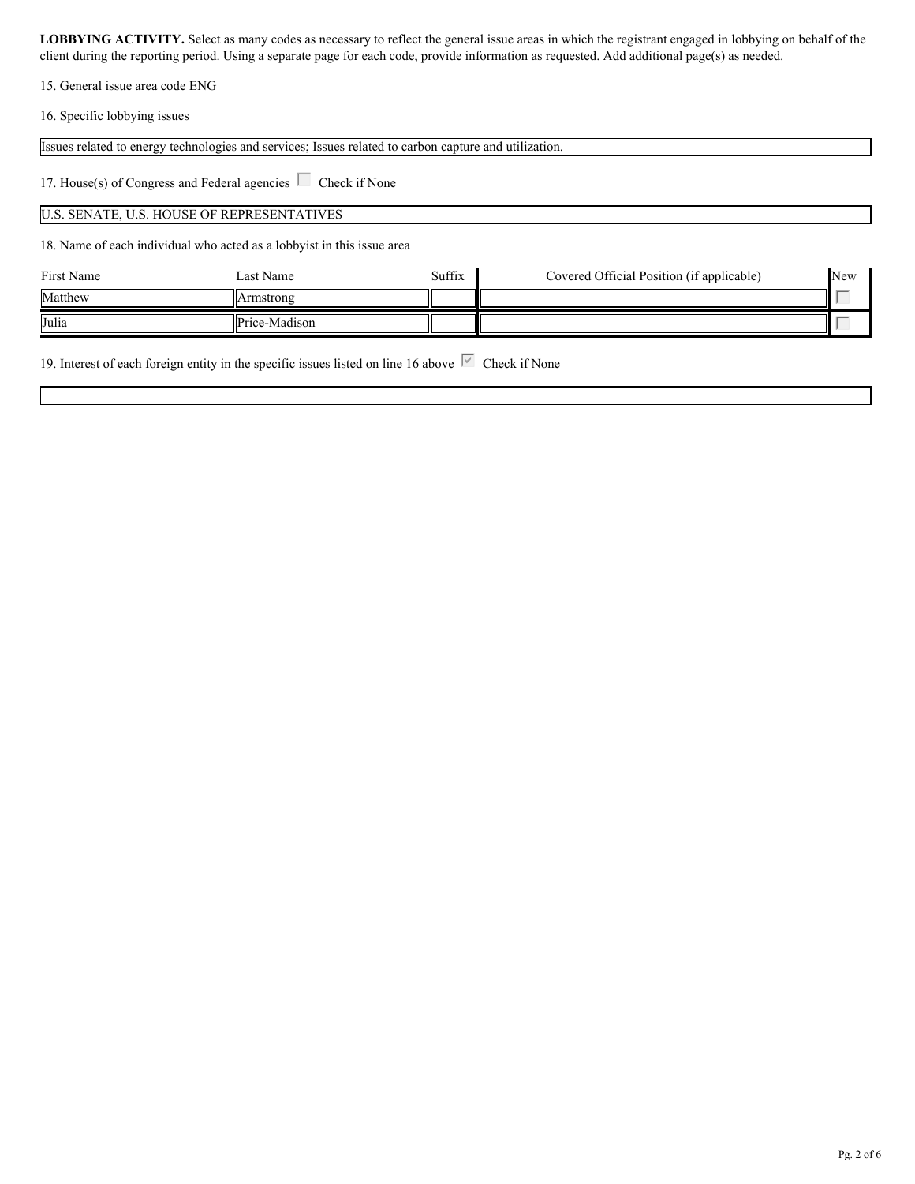**LOBBYING ACTIVITY.** Select as many codes as necessary to reflect the general issue areas in which the registrant engaged in lobbying on behalf of the client during the reporting period. Using a separate page for each code, provide information as requested. Add additional page(s) as needed.

15. General issue area code ENG

16. Specific lobbying issues

Issues related to energy technologies and services; Issues related to carbon capture and utilization.

17. House(s) of Congress and Federal agencies ☐ Check if None

U.S. SENATE, U.S. HOUSE OF REPRESENTATIVES

18. Name of each individual who acted as a lobbyist in this issue area

| First Name | Last Name | Suffix | Covered Official Position (if applicable) | New |
|---|---|---|---|---|
| Matthew | Armstrong | | | ☐ |
| Julia | Price-Madison | | | ☐ |

19. Interest of each foreign entity in the specific issues listed on line 16 above ☑ Check if None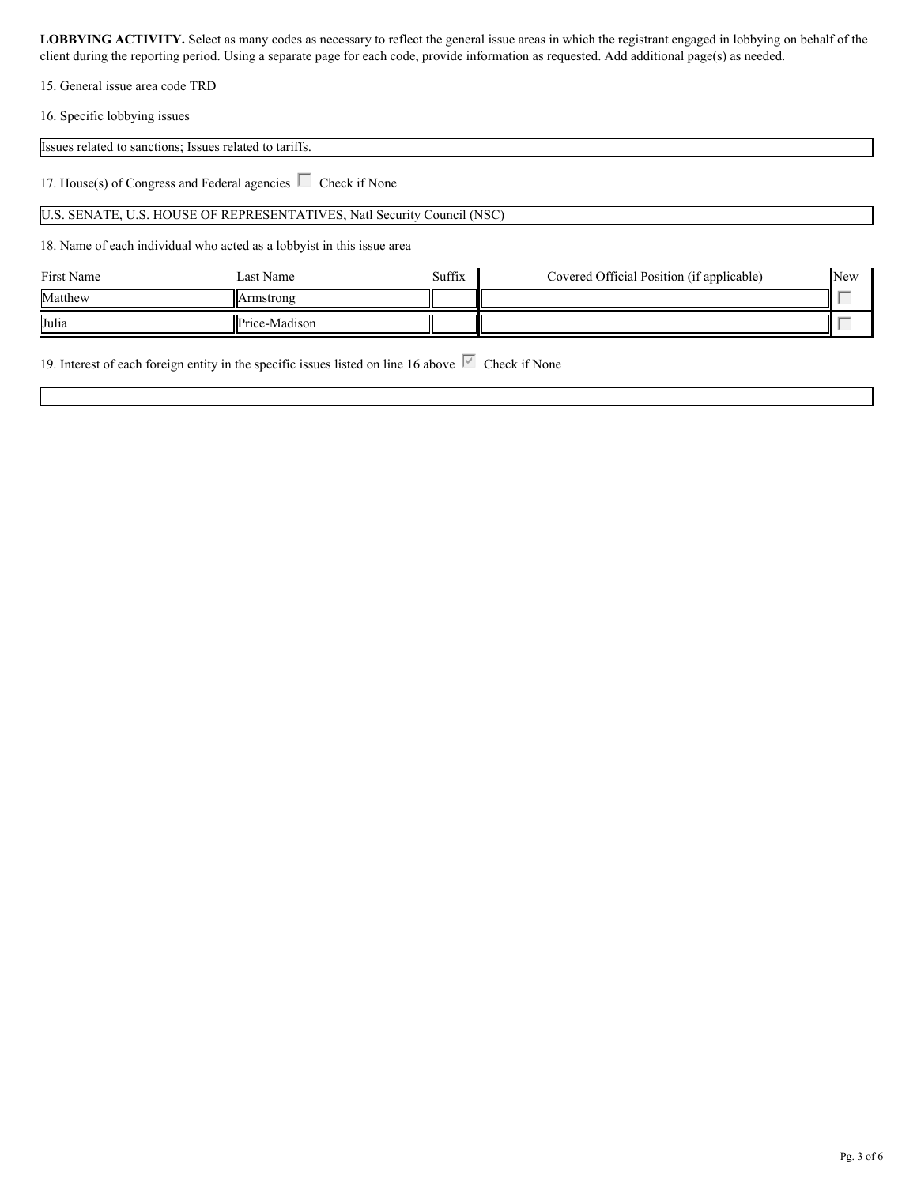**LOBBYING ACTIVITY.** Select as many codes as necessary to reflect the general issue areas in which the registrant engaged in lobbying on behalf of the client during the reporting period. Using a separate page for each code, provide information as requested. Add additional page(s) as needed.

15. General issue area code TRD

16. Specific lobbying issues

Issues related to sanctions; Issues related to tariffs.

17. House(s) of Congress and Federal agencies ☐ Check if None

U.S. SENATE, U.S. HOUSE OF REPRESENTATIVES, Natl Security Council (NSC)

18. Name of each individual who acted as a lobbyist in this issue area

| First Name | Last Name | Suffix | Covered Official Position (if applicable) | New |
|---|---|---|---|---|
| Matthew | Armstrong | | | ☐ |
| Julia | Price-Madison | | | ☐ |

19. Interest of each foreign entity in the specific issues listed on line 16 above ☑ Check if None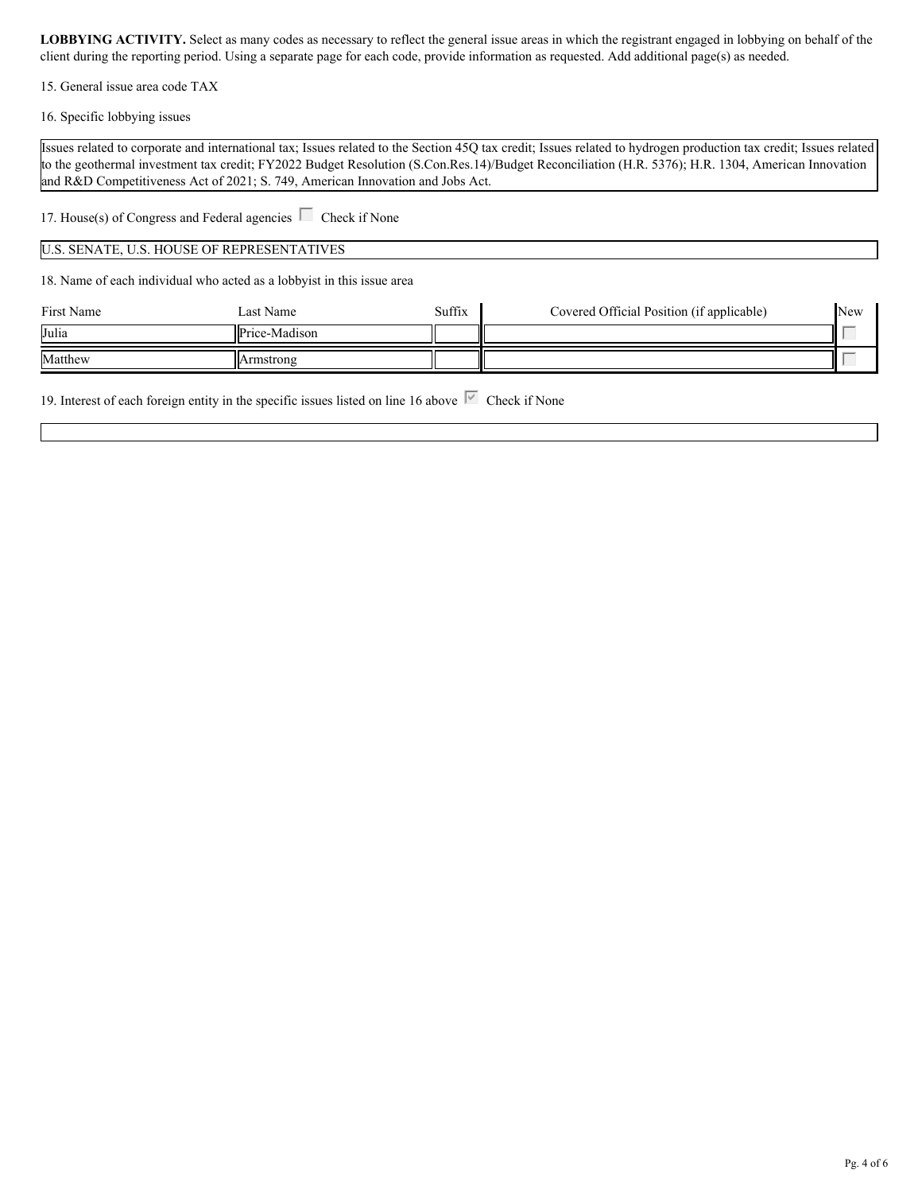**LOBBYING ACTIVITY.** Select as many codes as necessary to reflect the general issue areas in which the registrant engaged in lobbying on behalf of the client during the reporting period. Using a separate page for each code, provide information as requested. Add additional page(s) as needed.

15. General issue area code TAX

16. Specific lobbying issues

Issues related to corporate and international tax; Issues related to the Section 45Q tax credit; Issues related to hydrogen production tax credit; Issues related to the geothermal investment tax credit; FY2022 Budget Resolution (S.Con.Res.14)/Budget Reconciliation (H.R. 5376); H.R. 1304, American Innovation and R&D Competitiveness Act of 2021; S. 749, American Innovation and Jobs Act.

17. House(s) of Congress and Federal agencies ☐ Check if None

U.S. SENATE, U.S. HOUSE OF REPRESENTATIVES

18. Name of each individual who acted as a lobbyist in this issue area

| First Name | Last Name | Suffix | Covered Official Position (if applicable) | New |
|---|---|---|---|---|
| Julia | Price-Madison | | | ☐ |
| Matthew | Armstrong | | | ☐ |

19. Interest of each foreign entity in the specific issues listed on line 16 above ☑ Check if None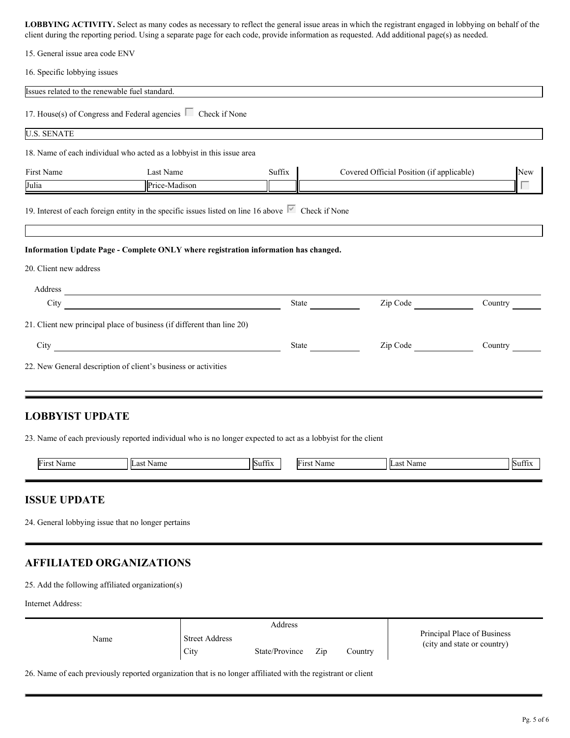**LOBBYING ACTIVITY.** Select as many codes as necessary to reflect the general issue areas in which the registrant engaged in lobbying on behalf of the client during the reporting period. Using a separate page for each code, provide information as requested. Add additional page(s) as needed.

15. General issue area code ENV

16. Specific lobbying issues

Issues related to the renewable fuel standard.

17. House(s) of Congress and Federal agencies ☐ Check if None

U.S. SENATE

18. Name of each individual who acted as a lobbyist in this issue area

| First Name | Last Name | Suffix | Covered Official Position (if applicable) | New |
|---|---|---|---|---|
| Julia | Price-Madison | | | ☐ |

19. Interest of each foreign entity in the specific issues listed on line 16 above ☑ Check if None

**Information Update Page - Complete ONLY where registration information has changed.**

20. Client new address

Address

City State Zip Code Country

21. Client new principal place of business (if different than line 20)

City State Zip Code Country

22. New General description of client's business or activities

## LOBBYIST UPDATE

23. Name of each previously reported individual who is no longer expected to act as a lobbyist for the client

| First Name | Last Name | Suffix | First Name | Last Name | Suffix |
|---|---|---|---|---|---|

## ISSUE UPDATE

24. General lobbying issue that no longer pertains

## AFFILIATED ORGANIZATIONS

25. Add the following affiliated organization(s)

Internet Address:

| Name | Address | | | | Principal Place of Business (city and state or country) |
|---|---|---|---|---|---|
| | Street Address | | | | |
| | City | State/Province | Zip | Country | |

26. Name of each previously reported organization that is no longer affiliated with the registrant or client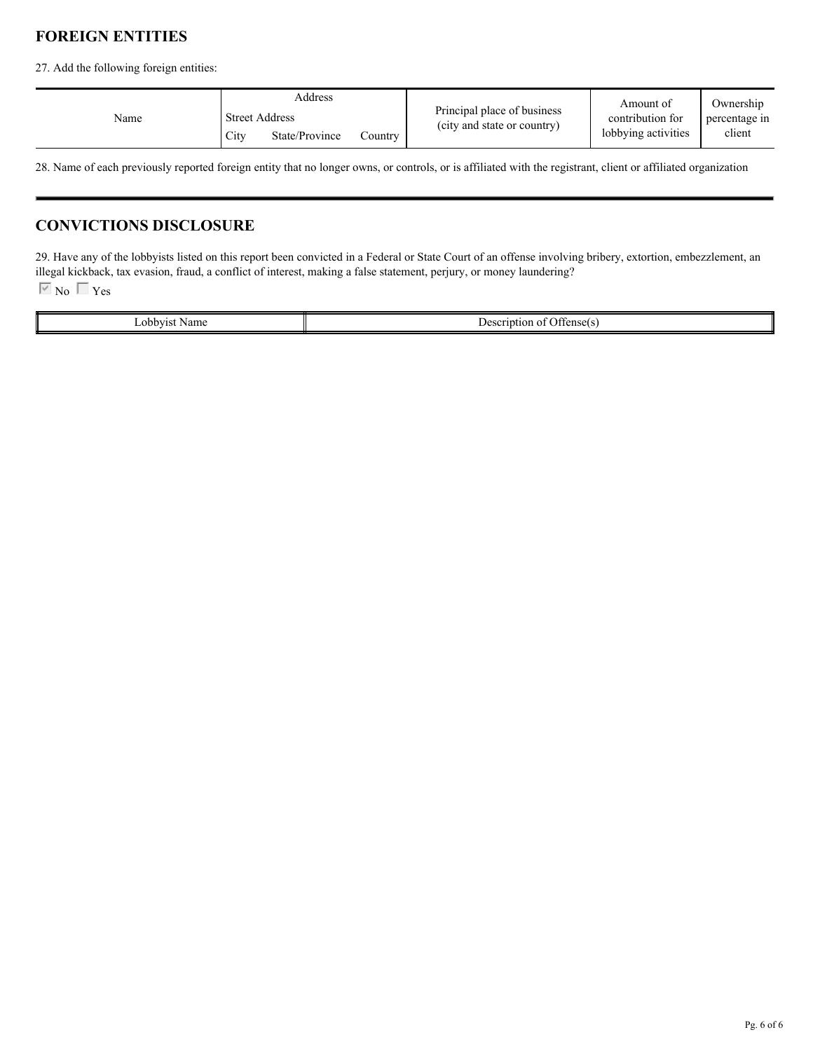## FOREIGN ENTITIES

27. Add the following foreign entities:

| Name | Address<br>Street Address<br>City State/Province Country | Principal place of business (city and state or country) | Amount of contribution for lobbying activities | Ownership percentage in client |
|---|---|---|---|---|

28. Name of each previously reported foreign entity that no longer owns, or controls, or is affiliated with the registrant, client or affiliated organization

## CONVICTIONS DISCLOSURE

29. Have any of the lobbyists listed on this report been convicted in a Federal or State Court of an offense involving bribery, extortion, embezzlement, an illegal kickback, tax evasion, fraud, a conflict of interest, making a false statement, perjury, or money laundering?

☑ No ☐ Yes

| Lobbyist Name | Description of Offense(s) |
|---|---|